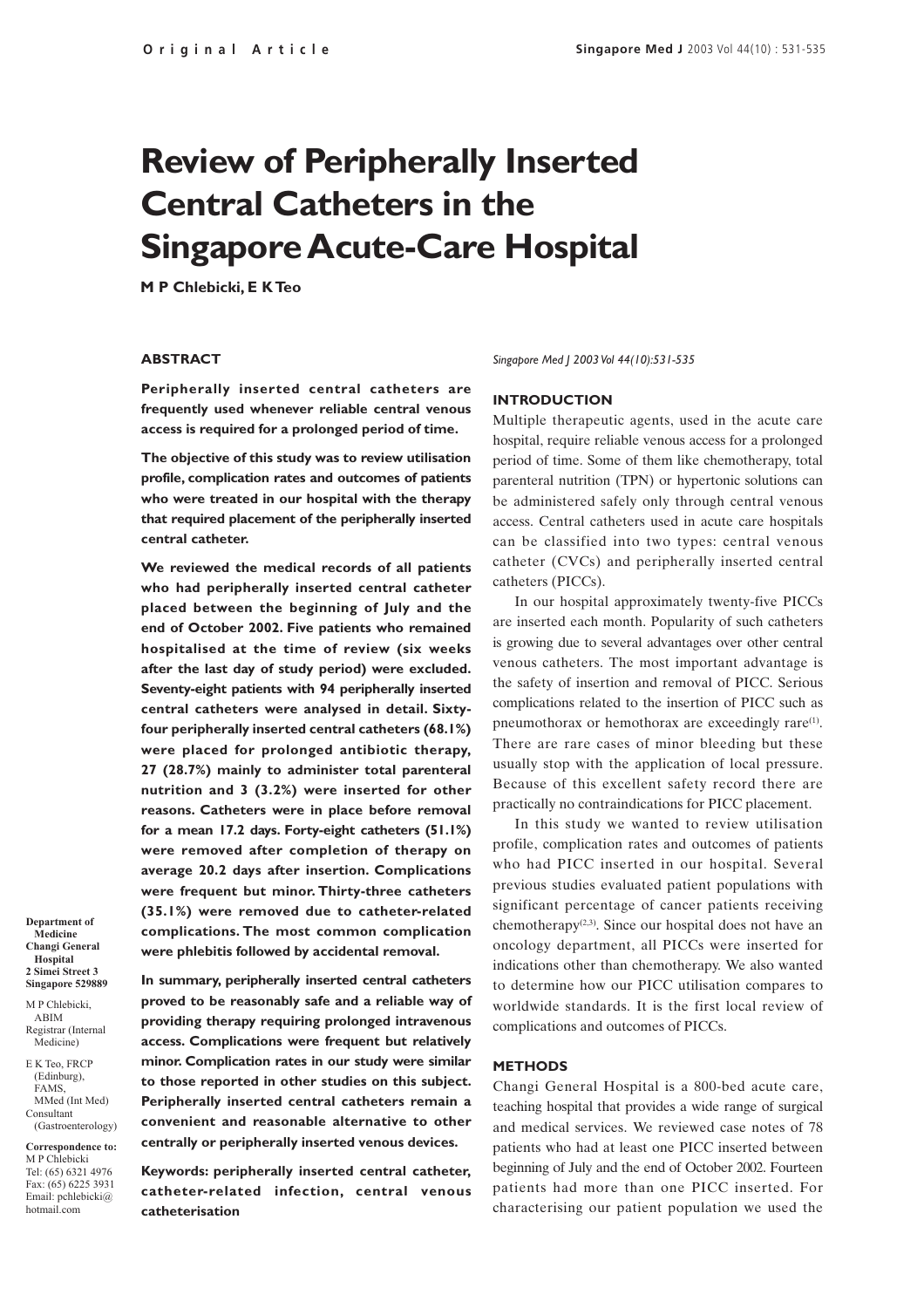# Review of Peripherally Inserted Central Catheters in the Singapore Acute-Care Hospital

**M P Chlebicki, E K Teo**

### ABSTRACT

**Peripherally inserted central catheters are frequently used whenever reliable central venous access is required for a prolonged period of time.**

**The objective of this study was to review utilisation profile, complication rates and outcomes of patients who were treated in our hospital with the therapy that required placement of the peripherally inserted central catheter.**

**We reviewed the medical records of all patients who had peripherally inserted central catheter placed between the beginning of July and the end of October 2002. Five patients who remained hospitalised at the time of review (six weeks after the last day of study period) were excluded. Seventy-eight patients with 94 peripherally inserted central catheters were analysed in detail. Sixty-four peripherally inserted central catheters (68.1%) were placed for prolonged antibiotic therapy, 27 (28.7%) mainly to administer total parenteral nutrition and 3 (3.2%) were inserted for other reasons. Catheters were in place before removal for a mean 17.2 days. Forty-eight catheters (51.1%) were removed after completion of therapy on average 20.2 days after insertion. Complications were frequent but minor. Thirty-three catheters (35.1%) were removed due to catheter-related complications. The most common complication were phlebitis followed by accidental removal.**

**In summary, peripherally inserted central catheters proved to be reasonably safe and a reliable way of providing therapy requiring prolonged intravenous access. Complications were frequent but relatively minor. Complication rates in our study were similar to those reported in other studies on this subject. Peripherally inserted central catheters remain a convenient and reasonable alternative to other centrally or peripherally inserted venous devices.**

**Keywords: peripherally inserted central catheter, catheter-related infection, central venous catheterisation**

*Singapore Med J 2003 Vol 44(10):531-535*

**Department of Medicine**
**Changi General Hospital**
**2 Simei Street 3**
**Singapore 529889**

M P Chlebicki, ABIM
Registrar (Internal Medicine)

E K Teo, FRCP (Edinburgh), FAMS, MMed (Int Med)
Consultant (Gastroenterology)

**Correspondence to:**
M P Chlebicki
Tel: (65) 6321 4976
Fax: (65) 6225 3931
Email: pchlebicki@hotmail.com

### INTRODUCTION

Multiple therapeutic agents, used in the acute care hospital, require reliable venous access for a prolonged period of time. Some of them like chemotherapy, total parenteral nutrition (TPN) or hypertonic solutions can be administered safely only through central venous access. Central catheters used in acute care hospitals can be classified into two types: central venous catheter (CVCs) and peripherally inserted central catheters (PICCs).

In our hospital approximately twenty-five PICCs are inserted each month. Popularity of such catheters is growing due to several advantages over other central venous catheters. The most important advantage is the safety of insertion and removal of PICC. Serious complications related to the insertion of PICC such as pneumothorax or hemothorax are exceedingly rare[1]. There are rare cases of minor bleeding but these usually stop with the application of local pressure. Because of this excellent safety record there are practically no contraindications for PICC placement.

In this study we wanted to review utilisation profile, complication rates and outcomes of patients who had PICC inserted in our hospital. Several previous studies evaluated patient populations with significant percentage of cancer patients receiving chemotherapy[2,3]. Since our hospital does not have an oncology department, all PICCs were inserted for indications other than chemotherapy. We also wanted to determine how our PICC utilisation compares to worldwide standards. It is the first local review of complications and outcomes of PICCs.

### METHODS

Changi General Hospital is a 800-bed acute care, teaching hospital that provides a wide range of surgical and medical services. We reviewed case notes of 78 patients who had at least one PICC inserted between beginning of July and the end of October 2002. Fourteen patients had more than one PICC inserted. For characterising our patient population we used the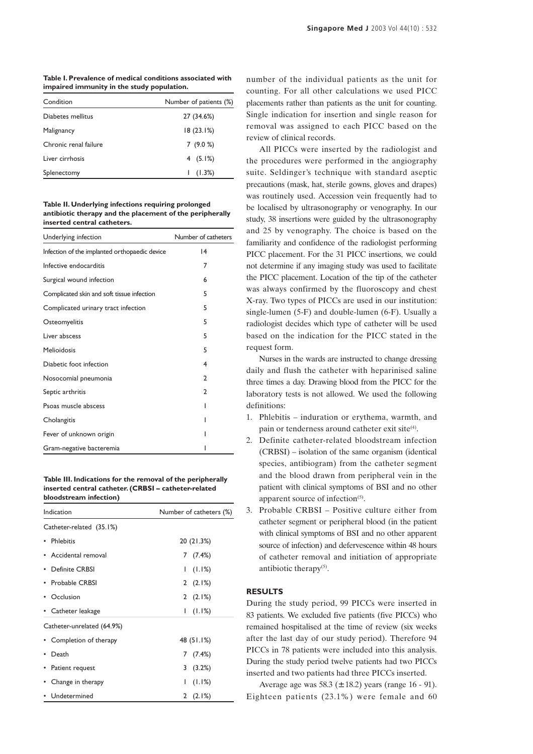**Table I. Prevalence of medical conditions associated with impaired immunity in the study population.**

| Condition | Number of patients (%) |
|---|---|
| Diabetes mellitus | 27 (34.6%) |
| Malignancy | 18 (23.1%) |
| Chronic renal failure | 7 (9.0 %) |
| Liver cirrhosis | 4 (5.1%) |
| Splenectomy | 1 (1.3%) |

**Table II. Underlying infections requiring prolonged antibiotic therapy and the placement of the peripherally inserted central catheters.**

| Underlying infection | Number of catheters |
|---|---|
| Infection of the implanted orthopaedic device | 14 |
| Infective endocarditis | 7 |
| Surgical wound infection | 6 |
| Complicated skin and soft tissue infection | 5 |
| Complicated urinary tract infection | 5 |
| Osteomyelitis | 5 |
| Liver abscess | 5 |
| Melioidosis | 5 |
| Diabetic foot infection | 4 |
| Nosocomial pneumonia | 2 |
| Septic arthritis | 2 |
| Psoas muscle abscess | 1 |
| Cholangitis | 1 |
| Fever of unknown origin | 1 |
| Gram-negative bacteremia | 1 |

**Table III. Indications for the removal of the peripherally inserted central catheter. (CRBSI – catheter-related bloodstream infection)**

| Indication | Number of catheters (%) |
|---|---|
| Catheter-related (35.1%) | |
| • Phlebitis | 20 (21.3%) |
| • Accidental removal | 7 (7.4%) |
| • Definite CRBSI | 1 (1.1%) |
| • Probable CRBSI | 2 (2.1%) |
| • Occlusion | 2 (2.1%) |
| • Catheter leakage | 1 (1.1%) |
| Catheter-unrelated (64.9%) | |
| • Completion of therapy | 48 (51.1%) |
| • Death | 7 (7.4%) |
| • Patient request | 3 (3.2%) |
| • Change in therapy | 1 (1.1%) |
| • Undetermined | 2 (2.1%) |

number of the individual patients as the unit for counting. For all other calculations we used PICC placements rather than patients as the unit for counting. Single indication for insertion and single reason for removal was assigned to each PICC based on the review of clinical records.

All PICCs were inserted by the radiologist and the procedures were performed in the angiography suite. Seldinger's technique with standard aseptic precautions (mask, hat, sterile gowns, gloves and drapes) was routinely used. Accession vein frequently had to be localised by ultrasonography or venography. In our study, 38 insertions were guided by the ultrasonography and 25 by venography. The choice is based on the familiarity and confidence of the radiologist performing PICC placement. For the 31 PICC insertions, we could not determine if any imaging study was used to facilitate the PICC placement. Location of the tip of the catheter was always confirmed by the fluoroscopy and chest X-ray. Two types of PICCs are used in our institution: single-lumen (5-F) and double-lumen (6-F). Usually a radiologist decides which type of catheter will be used based on the indication for the PICC stated in the request form.

Nurses in the wards are instructed to change dressing daily and flush the catheter with heparinised saline three times a day. Drawing blood from the PICC for the laboratory tests is not allowed. We used the following definitions:

1. Phlebitis – induration or erythema, warmth, and pain or tenderness around catheter exit site[4].
2. Definite catheter-related bloodstream infection (CRBSI) – isolation of the same organism (identical species, antibiogram) from the catheter segment and the blood drawn from peripheral vein in the patient with clinical symptoms of BSI and no other apparent source of infection[5].
3. Probable CRBSI – Positive culture either from catheter segment or peripheral blood (in the patient with clinical symptoms of BSI and no other apparent source of infection) and defervescence within 48 hours of catheter removal and initiation of appropriate antibiotic therapy[5].

## RESULTS

During the study period, 99 PICCs were inserted in 83 patients. We excluded five patients (five PICCs) who remained hospitalised at the time of review (six weeks after the last day of our study period). Therefore 94 PICCs in 78 patients were included into this analysis. During the study period twelve patients had two PICCs inserted and two patients had three PICCs inserted.

Average age was 58.3 (±18.2) years (range 16 - 91). Eighteen patients (23.1%) were female and 60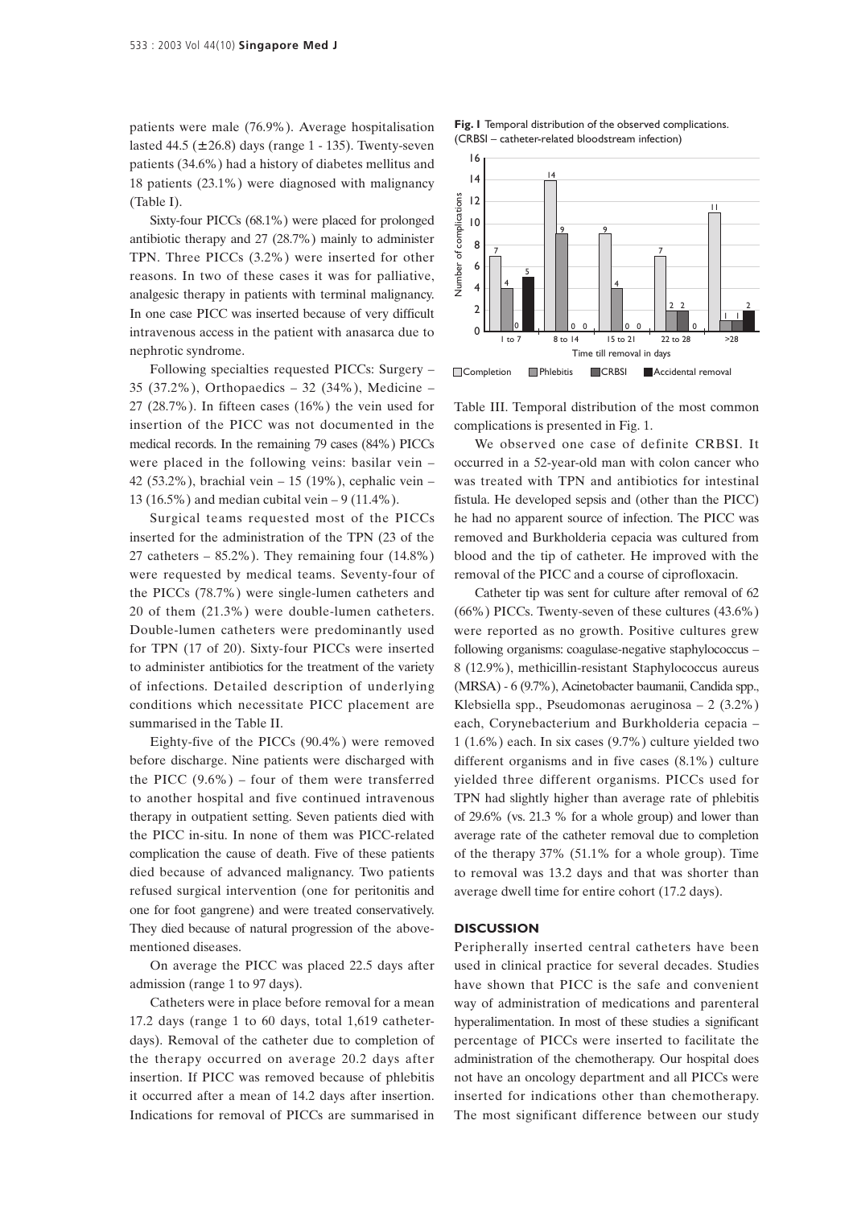patients were male (76.9%). Average hospitalisation lasted 44.5 (±26.8) days (range 1 - 135). Twenty-seven patients (34.6%) had a history of diabetes mellitus and 18 patients (23.1%) were diagnosed with malignancy (Table I).

Sixty-four PICCs (68.1%) were placed for prolonged antibiotic therapy and 27 (28.7%) mainly to administer TPN. Three PICCs (3.2%) were inserted for other reasons. In two of these cases it was for palliative, analgesic therapy in patients with terminal malignancy. In one case PICC was inserted because of very difficult intravenous access in the patient with anasarca due to nephrotic syndrome.

Following specialties requested PICCs: Surgery – 35 (37.2%), Orthopaedics – 32 (34%), Medicine – 27 (28.7%). In fifteen cases (16%) the vein used for insertion of the PICC was not documented in the medical records. In the remaining 79 cases (84%) PICCs were placed in the following veins: basilar vein – 42 (53.2%), brachial vein – 15 (19%), cephalic vein – 13 (16.5%) and median cubital vein – 9 (11.4%).

Surgical teams requested most of the PICCs inserted for the administration of the TPN (23 of the 27 catheters – 85.2%). They remaining four (14.8%) were requested by medical teams. Seventy-four of the PICCs (78.7%) were single-lumen catheters and 20 of them (21.3%) were double-lumen catheters. Double-lumen catheters were predominantly used for TPN (17 of 20). Sixty-four PICCs were inserted to administer antibiotics for the treatment of the variety of infections. Detailed description of underlying conditions which necessitate PICC placement are summarised in the Table II.

Eighty-five of the PICCs (90.4%) were removed before discharge. Nine patients were discharged with the PICC (9.6%) – four of them were transferred to another hospital and five continued intravenous therapy in outpatient setting. Seven patients died with the PICC in-situ. In none of them was PICC-related complication the cause of death. Five of these patients died because of advanced malignancy. Two patients refused surgical intervention (one for peritonitis and one for foot gangrene) and were treated conservatively. They died because of natural progression of the above-mentioned diseases.

On average the PICC was placed 22.5 days after admission (range 1 to 97 days).

Catheters were in place before removal for a mean 17.2 days (range 1 to 60 days, total 1,619 catheter-days). Removal of the catheter due to completion of the therapy occurred on average 20.2 days after insertion. If PICC was removed because of phlebitis it occurred after a mean of 14.2 days after insertion. Indications for removal of PICCs are summarised in Table III. Temporal distribution of the most common complications is presented in Fig. 1.

**Fig. 1** Temporal distribution of the observed complications. (CRBSI – catheter-related bloodstream infection)

We observed one case of definite CRBSI. It occurred in a 52-year-old man with colon cancer who was treated with TPN and antibiotics for intestinal fistula. He developed sepsis and (other than the PICC) he had no apparent source of infection. The PICC was removed and Burkholderia cepacia was cultured from blood and the tip of catheter. He improved with the removal of the PICC and a course of ciprofloxacin.

Catheter tip was sent for culture after removal of 62 (66%) PICCs. Twenty-seven of these cultures (43.6%) were reported as no growth. Positive cultures grew following organisms: coagulase-negative staphylococcus – 8 (12.9%), methicillin-resistant Staphylococcus aureus (MRSA) - 6 (9.7%), Acinetobacter baumanii, Candida spp., Klebsiella spp., Pseudomonas aeruginosa – 2 (3.2%) each, Corynebacterium and Burkholderia cepacia – 1 (1.6%) each. In six cases (9.7%) culture yielded two different organisms and in five cases (8.1%) culture yielded three different organisms. PICCs used for TPN had slightly higher than average rate of phlebitis of 29.6% (vs. 21.3 % for a whole group) and lower than average rate of the catheter removal due to completion of the therapy 37% (51.1% for a whole group). Time to removal was 13.2 days and that was shorter than average dwell time for entire cohort (17.2 days).

## DISCUSSION

Peripherally inserted central catheters have been used in clinical practice for several decades. Studies have shown that PICC is the safe and convenient way of administration of medications and parenteral hyperalimentation. In most of these studies a significant percentage of PICCs were inserted to facilitate the administration of the chemotherapy. Our hospital does not have an oncology department and all PICCs were inserted for indications other than chemotherapy. The most significant difference between our study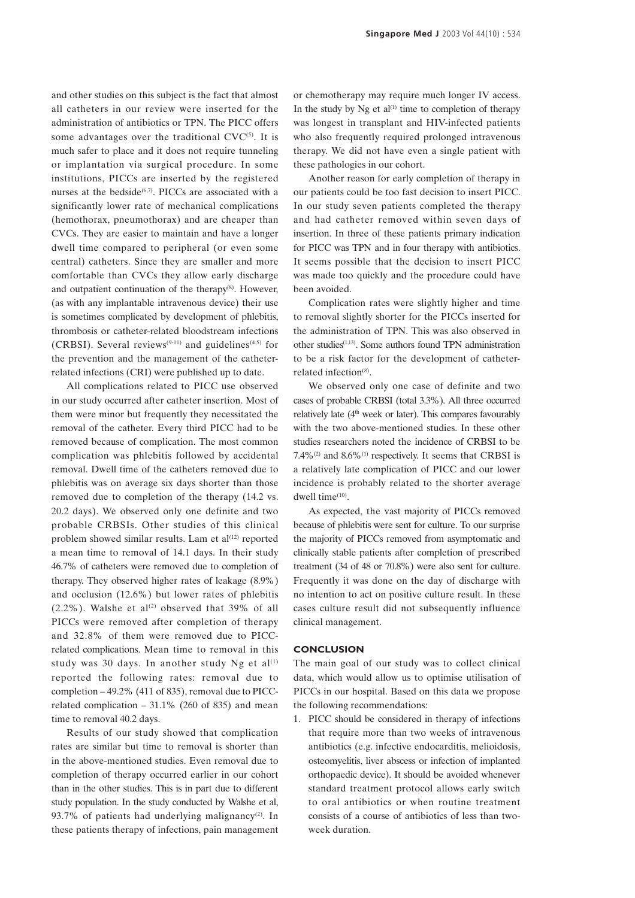and other studies on this subject is the fact that almost all catheters in our review were inserted for the administration of antibiotics or TPN. The PICC offers some advantages over the traditional CVC[5]. It is much safer to place and it does not require tunneling or implantation via surgical procedure. In some institutions, PICCs are inserted by the registered nurses at the bedside[6,7]. PICCs are associated with a significantly lower rate of mechanical complications (hemothorax, pneumothorax) and are cheaper than CVCs. They are easier to maintain and have a longer dwell time compared to peripheral (or even some central) catheters. Since they are smaller and more comfortable than CVCs they allow early discharge and outpatient continuation of the therapy[8]. However, (as with any implantable intravenous device) their use is sometimes complicated by development of phlebitis, thrombosis or catheter-related bloodstream infections (CRBSI). Several reviews[9-11] and guidelines[4,5] for the prevention and the management of the catheter-related infections (CRI) were published up to date.

All complications related to PICC use observed in our study occurred after catheter insertion. Most of them were minor but frequently they necessitated the removal of the catheter. Every third PICC had to be removed because of complication. The most common complication was phlebitis followed by accidental removal. Dwell time of the catheters removed due to phlebitis was on average six days shorter than those removed due to completion of the therapy (14.2 vs. 20.2 days). We observed only one definite and two probable CRBSIs. Other studies of this clinical problem showed similar results. Lam et al[12] reported a mean time to removal of 14.1 days. In their study 46.7% of catheters were removed due to completion of therapy. They observed higher rates of leakage (8.9%) and occlusion (12.6%) but lower rates of phlebitis (2.2%). Walshe et al[2] observed that 39% of all PICCs were removed after completion of therapy and 32.8% of them were removed due to PICC-related complications. Mean time to removal in this study was 30 days. In another study Ng et al[1] reported the following rates: removal due to completion – 49.2% (411 of 835), removal due to PICC-related complication – 31.1% (260 of 835) and mean time to removal 40.2 days.

Results of our study showed that complication rates are similar but time to removal is shorter than in the above-mentioned studies. Even removal due to completion of therapy occurred earlier in our cohort than in the other studies. This is in part due to different study population. In the study conducted by Walshe et al, 93.7% of patients had underlying malignancy[2]. In these patients therapy of infections, pain management or chemotherapy may require much longer IV access. In the study by Ng et al[1] time to completion of therapy was longest in transplant and HIV-infected patients who also frequently required prolonged intravenous therapy. We did not have even a single patient with these pathologies in our cohort.

Another reason for early completion of therapy in our patients could be too fast decision to insert PICC. In our study seven patients completed the therapy and had catheter removed within seven days of insertion. In three of these patients primary indication for PICC was TPN and in four therapy with antibiotics. It seems possible that the decision to insert PICC was made too quickly and the procedure could have been avoided.

Complication rates were slightly higher and time to removal slightly shorter for the PICCs inserted for the administration of TPN. This was also observed in other studies[1,13]. Some authors found TPN administration to be a risk factor for the development of catheter-related infection[8].

We observed only one case of definite and two cases of probable CRBSI (total 3.3%). All three occurred relatively late (4th week or later). This compares favourably with the two above-mentioned studies. In these other studies researchers noted the incidence of CRBSI to be 7.4%[2] and 8.6%[1] respectively. It seems that CRBSI is a relatively late complication of PICC and our lower incidence is probably related to the shorter average dwell time[10].

As expected, the vast majority of PICCs removed because of phlebitis were sent for culture. To our surprise the majority of PICCs removed from asymptomatic and clinically stable patients after completion of prescribed treatment (34 of 48 or 70.8%) were also sent for culture. Frequently it was done on the day of discharge with no intention to act on positive culture result. In these cases culture result did not subsequently influence clinical management.

## CONCLUSION

The main goal of our study was to collect clinical data, which would allow us to optimise utilisation of PICCs in our hospital. Based on this data we propose the following recommendations:

1. PICC should be considered in therapy of infections that require more than two weeks of intravenous antibiotics (e.g. infective endocarditis, melioidosis, osteomyelitis, liver abscess or infection of implanted orthopaedic device). It should be avoided whenever standard treatment protocol allows early switch to oral antibiotics or when routine treatment consists of a course of antibiotics of less than two-week duration.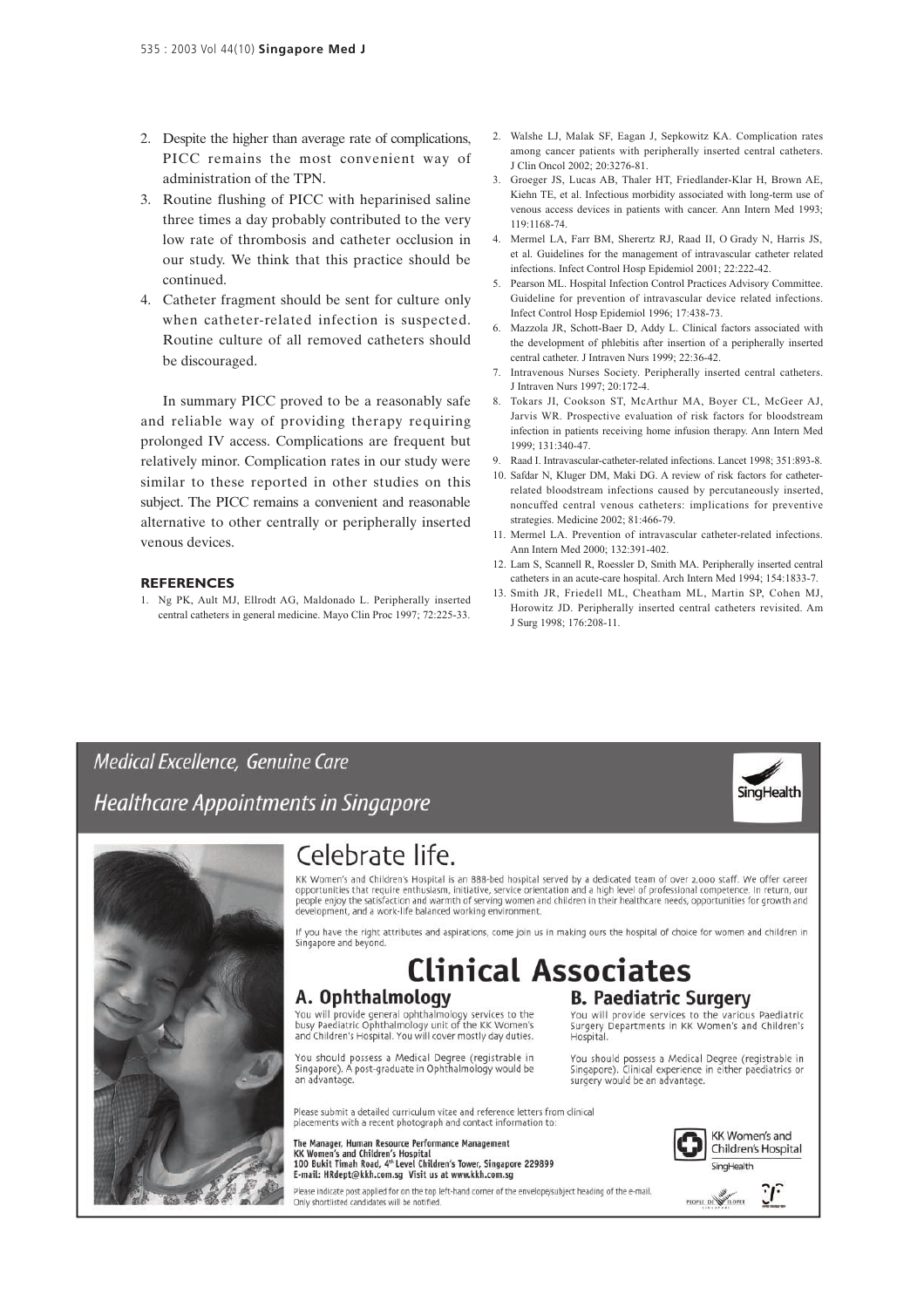2. Despite the higher than average rate of complications, PICC remains the most convenient way of administration of the TPN.
3. Routine flushing of PICC with heparinised saline three times a day probably contributed to the very low rate of thrombosis and catheter occlusion in our study. We think that this practice should be continued.
4. Catheter fragment should be sent for culture only when catheter-related infection is suspected. Routine culture of all removed catheters should be discouraged.

In summary PICC proved to be a reasonably safe and reliable way of providing therapy requiring prolonged IV access. Complications are frequent but relatively minor. Complication rates in our study were similar to these reported in other studies on this subject. The PICC remains a convenient and reasonable alternative to other centrally or peripherally inserted venous devices.

## REFERENCES

1. Ng PK, Ault MJ, Ellrodt AG, Maldonado L. Peripherally inserted central catheters in general medicine. Mayo Clin Proc 1997; 72:225-33.
2. Walshe LJ, Malak SF, Eagan J, Sepkowitz KA. Complication rates among cancer patients with peripherally inserted central catheters. J Clin Oncol 2002; 20:3276-81.
3. Groeger JS, Lucas AB, Thaler HT, Friedlander-Klar H, Brown AE, Kiehn TE, et al. Infectious morbidity associated with long-term use of venous access devices in patients with cancer. Ann Intern Med 1993; 119:1168-74.
4. Mermel LA, Farr BM, Sherertz RJ, Raad II, O Grady N, Harris JS, et al. Guidelines for the management of intravascular catheter related infections. Infect Control Hosp Epidemiol 2001; 22:222-42.
5. Pearson ML. Hospital Infection Control Practices Advisory Committee. Guideline for prevention of intravascular device related infections. Infect Control Hosp Epidemiol 1996; 17:438-73.
6. Mazzola JR, Schott-Baer D, Addy L. Clinical factors associated with the development of phlebitis after insertion of a peripherally inserted central catheter. J Intraven Nurs 1999; 22:36-42.
7. Intravenous Nurses Society. Peripherally inserted central catheters. J Intraven Nurs 1997; 20:172-4.
8. Tokars JI, Cookson ST, McArthur MA, Boyer CL, McGeer AJ, Jarvis WR. Prospective evaluation of risk factors for bloodstream infection in patients receiving home infusion therapy. Ann Intern Med 1999; 131:340-47.
9. Raad I. Intravascular-catheter-related infections. Lancet 1998; 351:893-8.
10. Safdar N, Kluger DM, Maki DG. A review of risk factors for catheter-related bloodstream infections caused by percutaneously inserted, noncuffed central venous catheters: implications for preventive strategies. Medicine 2002; 81:466-79.
11. Mermel LA. Prevention of intravascular catheter-related infections. Ann Intern Med 2000; 132:391-402.
12. Lam S, Scannell R, Roessler D, Smith MA. Peripherally inserted central catheters in an acute-care hospital. Arch Intern Med 1994; 154:1833-7.
13. Smith JR, Friedell ML, Cheatham ML, Martin SP, Cohen MJ, Horowitz JD. Peripherally inserted central catheters revisited. Am J Surg 1998; 176:208-11.

---

*Medical Excellence, Genuine Care*

*Healthcare Appointments in Singapore*

SingHealth

# Celebrate life.

KK Women's and Children's Hospital is an 888-bed hospital served by a dedicated team of over 2,000 staff. We offer career opportunities that require enthusiasm, initiative, service orientation and a high level of professional competence. In return, our people enjoy the satisfaction and warmth of serving women and children in their healthcare needs, opportunities for growth and development, and a work-life balanced working environment.

If you have the right attributes and aspirations, come join us in making ours the hospital of choice for women and children in Singapore and beyond.

## Clinical Associates

### A. Ophthalmology

You will provide general ophthalmology services to the busy Paediatric Ophthalmology unit of the KK Women's and Children's Hospital. You will cover mostly day duties.

You should possess a Medical Degree (registrable in Singapore). A post-graduate in Ophthalmology would be an advantage.

### B. Paediatric Surgery

You will provide services to the various Paediatric Surgery Departments in KK Women's and Children's Hospital.

You should possess a Medical Degree (registrable in Singapore). Clinical experience in either paediatrics or surgery would be an advantage.

Please submit a detailed curriculum vitae and reference letters from clinical placements with a recent photograph and contact information to:

**The Manager, Human Resource Performance Management**
**KK Women's and Children's Hospital**
**100 Bukit Timah Road, 4th Level Children's Tower, Singapore 229899**
**E-mail: HRdept@kkh.com.sg Visit us at www.kkh.com.sg**

Please indicate post applied for on the top left-hand corner of the envelope/subject heading of the e-mail. Only shortlisted candidates will be notified.

KK Women's and Children's Hospital
SingHealth